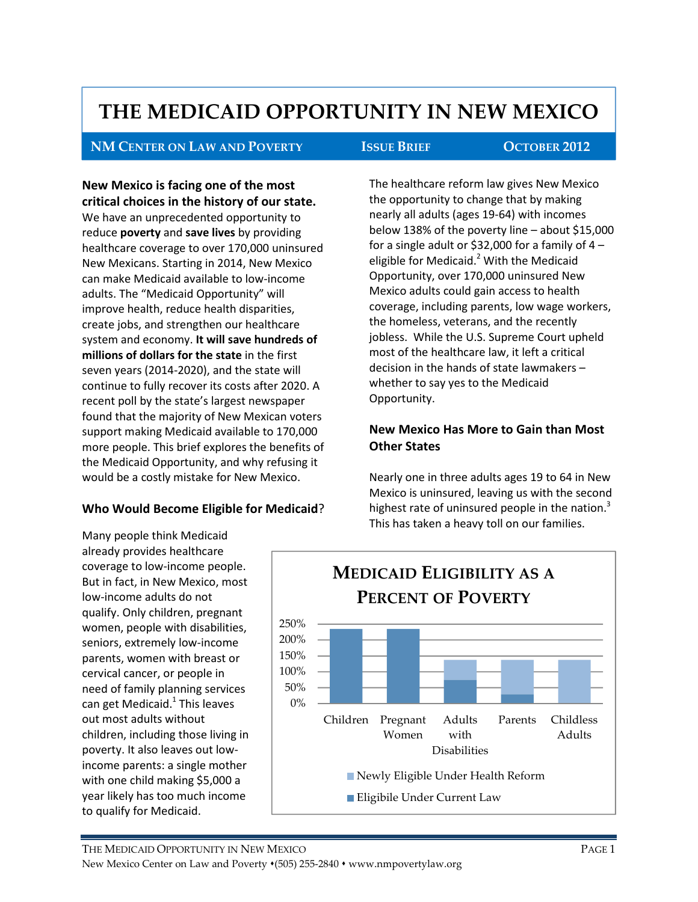# THE MEDICAID OPPORTUNITY IN NEW MEXICO

**NM CENTER ON LAW AND POVERTY** | **ISSUE BRIEF** | **OCTOBER 2012**

**New Mexico is facing one of the most critical choices in the history of our state.** We have an unprecedented opportunity to reduce **poverty** and **save lives** by providing healthcare coverage to over 170,000 uninsured New Mexicans. Starting in 2014, New Mexico can make Medicaid available to low-income adults. The "Medicaid Opportunity" will improve health, reduce health disparities, create jobs, and strengthen our healthcare system and economy. **It will save hundreds of millions of dollars for the state** in the first seven years (2014-2020), and the state will continue to fully recover its costs after 2020. A recent poll by the state's largest newspaper found that the majority of New Mexican voters support making Medicaid available to 170,000 more people. This brief explores the benefits of the Medicaid Opportunity, and why refusing it would be a costly mistake for New Mexico.

## Who Would Become Eligible for Medicaid?

Many people think Medicaid already provides healthcare coverage to low-income people. But in fact, in New Mexico, most low-income adults do not qualify. Only children, pregnant women, people with disabilities, seniors, extremely low-income parents, women with breast or cervical cancer, or people in need of family planning services can get Medicaid.[1] This leaves out most adults without children, including those living in poverty. It also leaves out low-income parents: a single mother with one child making $5,000 a year likely has too much income to qualify for Medicaid.

The healthcare reform law gives New Mexico the opportunity to change that by making nearly all adults (ages 19-64) with incomes below 138% of the poverty line – about $15,000 for a single adult or $32,000 for a family of 4 – eligible for Medicaid.[2] With the Medicaid Opportunity, over 170,000 uninsured New Mexico adults could gain access to health coverage, including parents, low wage workers, the homeless, veterans, and the recently jobless. While the U.S. Supreme Court upheld most of the healthcare law, it left a critical decision in the hands of state lawmakers – whether to say yes to the Medicaid Opportunity.

## New Mexico Has More to Gain than Most Other States

Nearly one in three adults ages 19 to 64 in New Mexico is uninsured, leaving us with the second highest rate of uninsured people in the nation.[3] This has taken a heavy toll on our families.

**MEDICAID ELIGIBILITY AS A PERCENT OF POVERTY**

Chart categories: Children, Pregnant Women, Adults with Disabilities, Parents, Childless Adults (y-axis 0%–250%)

Legend: Newly Eligible Under Health Reform; Eligibile Under Current Law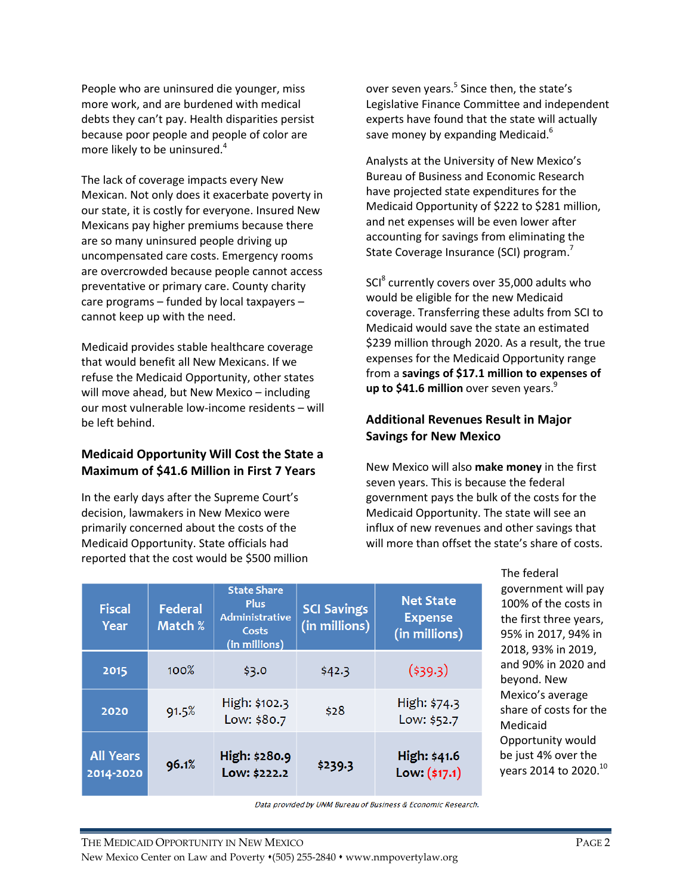People who are uninsured die younger, miss more work, and are burdened with medical debts they can't pay. Health disparities persist because poor people and people of color are more likely to be uninsured.[4]

The lack of coverage impacts every New Mexican. Not only does it exacerbate poverty in our state, it is costly for everyone. Insured New Mexicans pay higher premiums because there are so many uninsured people driving up uncompensated care costs. Emergency rooms are overcrowded because people cannot access preventative or primary care. County charity care programs – funded by local taxpayers – cannot keep up with the need.

Medicaid provides stable healthcare coverage that would benefit all New Mexicans. If we refuse the Medicaid Opportunity, other states will move ahead, but New Mexico – including our most vulnerable low-income residents – will be left behind.

## Medicaid Opportunity Will Cost the State a Maximum of $41.6 Million in First 7 Years

In the early days after the Supreme Court's decision, lawmakers in New Mexico were primarily concerned about the costs of the Medicaid Opportunity. State officials had reported that the cost would be $500 million over seven years.[5] Since then, the state's Legislative Finance Committee and independent experts have found that the state will actually save money by expanding Medicaid.[6]

Analysts at the University of New Mexico's Bureau of Business and Economic Research have projected state expenditures for the Medicaid Opportunity of $222 to $281 million, and net expenses will be even lower after accounting for savings from eliminating the State Coverage Insurance (SCI) program.[7]

SCI[8] currently covers over 35,000 adults who would be eligible for the new Medicaid coverage. Transferring these adults from SCI to Medicaid would save the state an estimated $239 million through 2020. As a result, the true expenses for the Medicaid Opportunity range from a **savings of $17.1 million to expenses of up to $41.6 million** over seven years.[9]

## Additional Revenues Result in Major Savings for New Mexico

New Mexico will also **make money** in the first seven years. This is because the federal government pays the bulk of the costs for the Medicaid Opportunity. The state will see an influx of new revenues and other savings that will more than offset the state's share of costs.

| Fiscal Year | Federal Match % | State Share Plus Administrative Costs (in millions) | SCI Savings (in millions) | Net State Expense (in millions) |
|---|---|---|---|---|
| 2015 | 100% | $3.0 | $42.3 | ($39.3) |
| 2020 | 91.5% | High: $102.3<br>Low: $80.7 | $28 | High: $74.3<br>Low: $52.7 |
| **All Years 2014-2020** | **96.1%** | **High: $280.9<br>Low: $222.2** | **$239.3** | **High: $41.6<br>Low: ($17.1)** |

*Data provided by UNM Bureau of Business & Economic Research.*

The federal government will pay 100% of the costs in the first three years, 95% in 2017, 94% in 2018, 93% in 2019, and 90% in 2020 and beyond. New Mexico's average share of costs for the Medicaid Opportunity would be just 4% over the years 2014 to 2020.[10]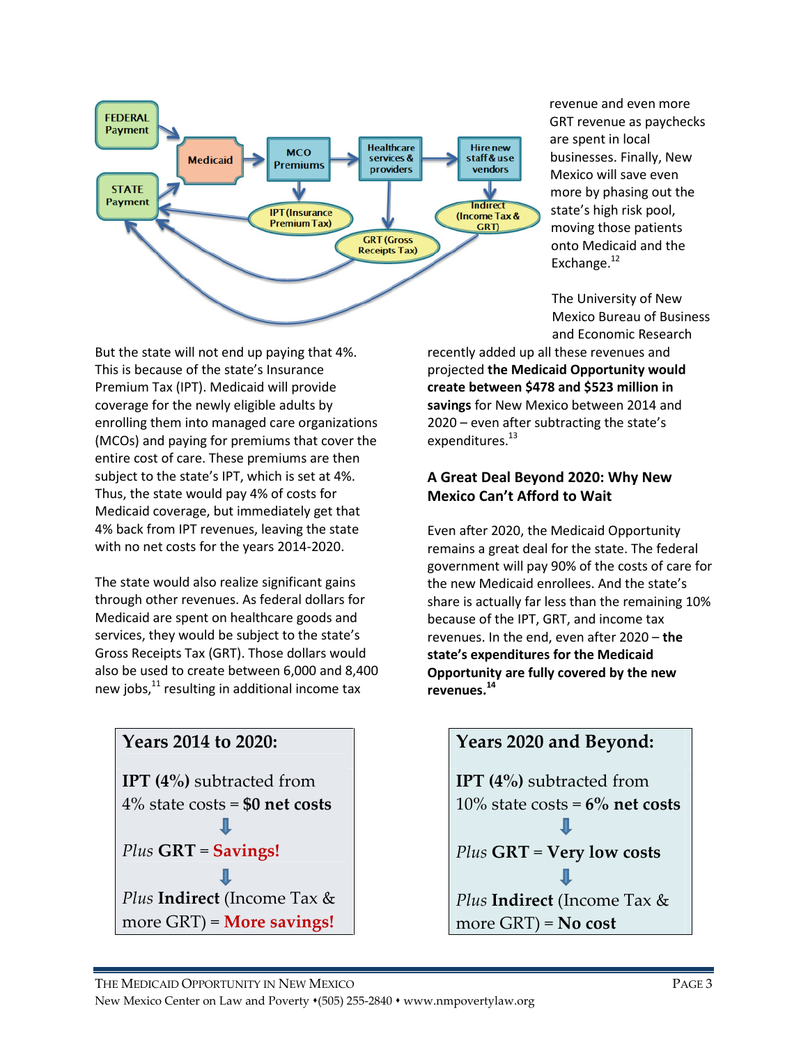FEDERAL Payment → Medicaid → MCO Premiums → Healthcare services & providers → Hire new staff & use vendors

STATE Payment → Medicaid

IPT (Insurance Premium Tax) → STATE Payment

GRT (Gross Receipts Tax) → STATE Payment

Indirect (Income Tax & GRT) → STATE Payment

But the state will not end up paying that 4%. This is because of the state's Insurance Premium Tax (IPT). Medicaid will provide coverage for the newly eligible adults by enrolling them into managed care organizations (MCOs) and paying for premiums that cover the entire cost of care. These premiums are then subject to the state's IPT, which is set at 4%. Thus, the state would pay 4% of costs for Medicaid coverage, but immediately get that 4% back from IPT revenues, leaving the state with no net costs for the years 2014-2020.

The state would also realize significant gains through other revenues. As federal dollars for Medicaid are spent on healthcare goods and services, they would be subject to the state's Gross Receipts Tax (GRT). Those dollars would also be used to create between 6,000 and 8,400 new jobs,[11] resulting in additional income tax revenue and even more GRT revenue as paychecks are spent in local businesses. Finally, New Mexico will save even more by phasing out the state's high risk pool, moving those patients onto Medicaid and the Exchange.[12]

The University of New Mexico Bureau of Business and Economic Research recently added up all these revenues and projected **the Medicaid Opportunity would create between $478 and $523 million in savings** for New Mexico between 2014 and 2020 – even after subtracting the state's expenditures.[13]

## A Great Deal Beyond 2020: Why New Mexico Can't Afford to Wait

Even after 2020, the Medicaid Opportunity remains a great deal for the state. The federal government will pay 90% of the costs of care for the new Medicaid enrollees. And the state's share is actually far less than the remaining 10% because of the IPT, GRT, and income tax revenues. In the end, even after 2020 – **the state's expenditures for the Medicaid Opportunity are fully covered by the new revenues.**[14]

### Years 2014 to 2020:

**IPT (4%)** subtracted from 4% state costs = **$0 net costs**

⇩

*Plus* **GRT** = **Savings!**

⇩

*Plus* **Indirect** (Income Tax & more GRT) = **More savings!**

### Years 2020 and Beyond:

**IPT (4%)** subtracted from 10% state costs = **6% net costs**

⇩

*Plus* **GRT** = **Very low costs**

⇩

*Plus* **Indirect** (Income Tax & more GRT) = **No cost**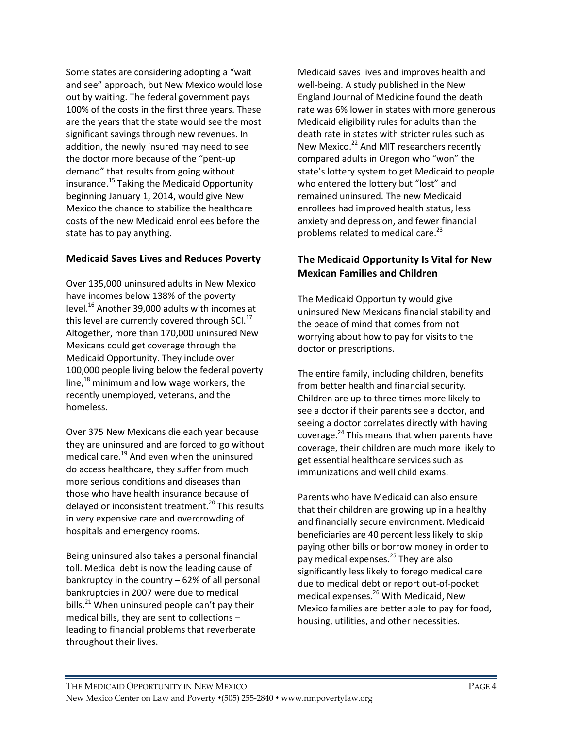Some states are considering adopting a "wait and see" approach, but New Mexico would lose out by waiting. The federal government pays 100% of the costs in the first three years. These are the years that the state would see the most significant savings through new revenues. In addition, the newly insured may need to see the doctor more because of the "pent-up demand" that results from going without insurance.[15] Taking the Medicaid Opportunity beginning January 1, 2014, would give New Mexico the chance to stabilize the healthcare costs of the new Medicaid enrollees before the state has to pay anything.

### Medicaid Saves Lives and Reduces Poverty

Over 135,000 uninsured adults in New Mexico have incomes below 138% of the poverty level.[16] Another 39,000 adults with incomes at this level are currently covered through SCI.[17] Altogether, more than 170,000 uninsured New Mexicans could get coverage through the Medicaid Opportunity. They include over 100,000 people living below the federal poverty line,[18] minimum and low wage workers, the recently unemployed, veterans, and the homeless.

Over 375 New Mexicans die each year because they are uninsured and are forced to go without medical care.[19] And even when the uninsured do access healthcare, they suffer from much more serious conditions and diseases than those who have health insurance because of delayed or inconsistent treatment.[20] This results in very expensive care and overcrowding of hospitals and emergency rooms.

Being uninsured also takes a personal financial toll. Medical debt is now the leading cause of bankruptcy in the country – 62% of all personal bankruptcies in 2007 were due to medical bills.[21] When uninsured people can't pay their medical bills, they are sent to collections – leading to financial problems that reverberate throughout their lives.

Medicaid saves lives and improves health and well-being. A study published in the New England Journal of Medicine found the death rate was 6% lower in states with more generous Medicaid eligibility rules for adults than the death rate in states with stricter rules such as New Mexico.[22] And MIT researchers recently compared adults in Oregon who "won" the state's lottery system to get Medicaid to people who entered the lottery but "lost" and remained uninsured. The new Medicaid enrollees had improved health status, less anxiety and depression, and fewer financial problems related to medical care.[23]

### The Medicaid Opportunity Is Vital for New Mexican Families and Children

The Medicaid Opportunity would give uninsured New Mexicans financial stability and the peace of mind that comes from not worrying about how to pay for visits to the doctor or prescriptions.

The entire family, including children, benefits from better health and financial security. Children are up to three times more likely to see a doctor if their parents see a doctor, and seeing a doctor correlates directly with having coverage.[24] This means that when parents have coverage, their children are much more likely to get essential healthcare services such as immunizations and well child exams.

Parents who have Medicaid can also ensure that their children are growing up in a healthy and financially secure environment. Medicaid beneficiaries are 40 percent less likely to skip paying other bills or borrow money in order to pay medical expenses.[25] They are also significantly less likely to forego medical care due to medical debt or report out-of-pocket medical expenses.[26] With Medicaid, New Mexico families are better able to pay for food, housing, utilities, and other necessities.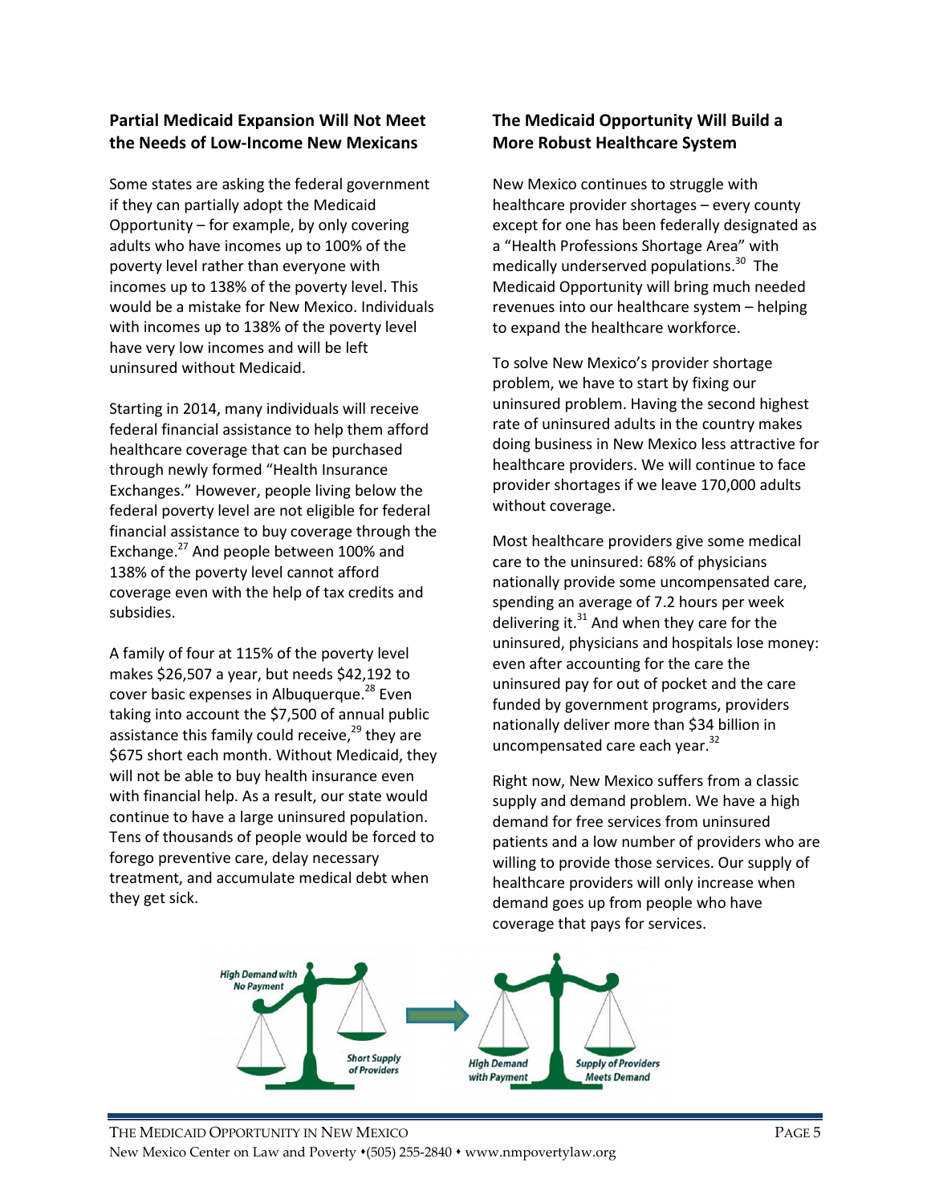## Partial Medicaid Expansion Will Not Meet the Needs of Low-Income New Mexicans

Some states are asking the federal government if they can partially adopt the Medicaid Opportunity – for example, by only covering adults who have incomes up to 100% of the poverty level rather than everyone with incomes up to 138% of the poverty level. This would be a mistake for New Mexico. Individuals with incomes up to 138% of the poverty level have very low incomes and will be left uninsured without Medicaid.

Starting in 2014, many individuals will receive federal financial assistance to help them afford healthcare coverage that can be purchased through newly formed "Health Insurance Exchanges." However, people living below the federal poverty level are not eligible for federal financial assistance to buy coverage through the Exchange.[27] And people between 100% and 138% of the poverty level cannot afford coverage even with the help of tax credits and subsidies.

A family of four at 115% of the poverty level makes $26,507 a year, but needs $42,192 to cover basic expenses in Albuquerque.[28] Even taking into account the $7,500 of annual public assistance this family could receive,[29] they are $675 short each month. Without Medicaid, they will not be able to buy health insurance even with financial help. As a result, our state would continue to have a large uninsured population. Tens of thousands of people would be forced to forego preventive care, delay necessary treatment, and accumulate medical debt when they get sick.

## The Medicaid Opportunity Will Build a More Robust Healthcare System

New Mexico continues to struggle with healthcare provider shortages – every county except for one has been federally designated as a "Health Professions Shortage Area" with medically underserved populations.[30] The Medicaid Opportunity will bring much needed revenues into our healthcare system – helping to expand the healthcare workforce.

To solve New Mexico's provider shortage problem, we have to start by fixing our uninsured problem. Having the second highest rate of uninsured adults in the country makes doing business in New Mexico less attractive for healthcare providers. We will continue to face provider shortages if we leave 170,000 adults without coverage.

Most healthcare providers give some medical care to the uninsured: 68% of physicians nationally provide some uncompensated care, spending an average of 7.2 hours per week delivering it.[31] And when they care for the uninsured, physicians and hospitals lose money: even after accounting for the care the uninsured pay for out of pocket and the care funded by government programs, providers nationally deliver more than $34 billion in uncompensated care each year.[32]

Right now, New Mexico suffers from a classic supply and demand problem. We have a high demand for free services from uninsured patients and a low number of providers who are willing to provide those services. Our supply of healthcare providers will only increase when demand goes up from people who have coverage that pays for services.

High Demand with No Payment — Short Supply of Providers → High Demand with Payment — Supply of Providers Meets Demand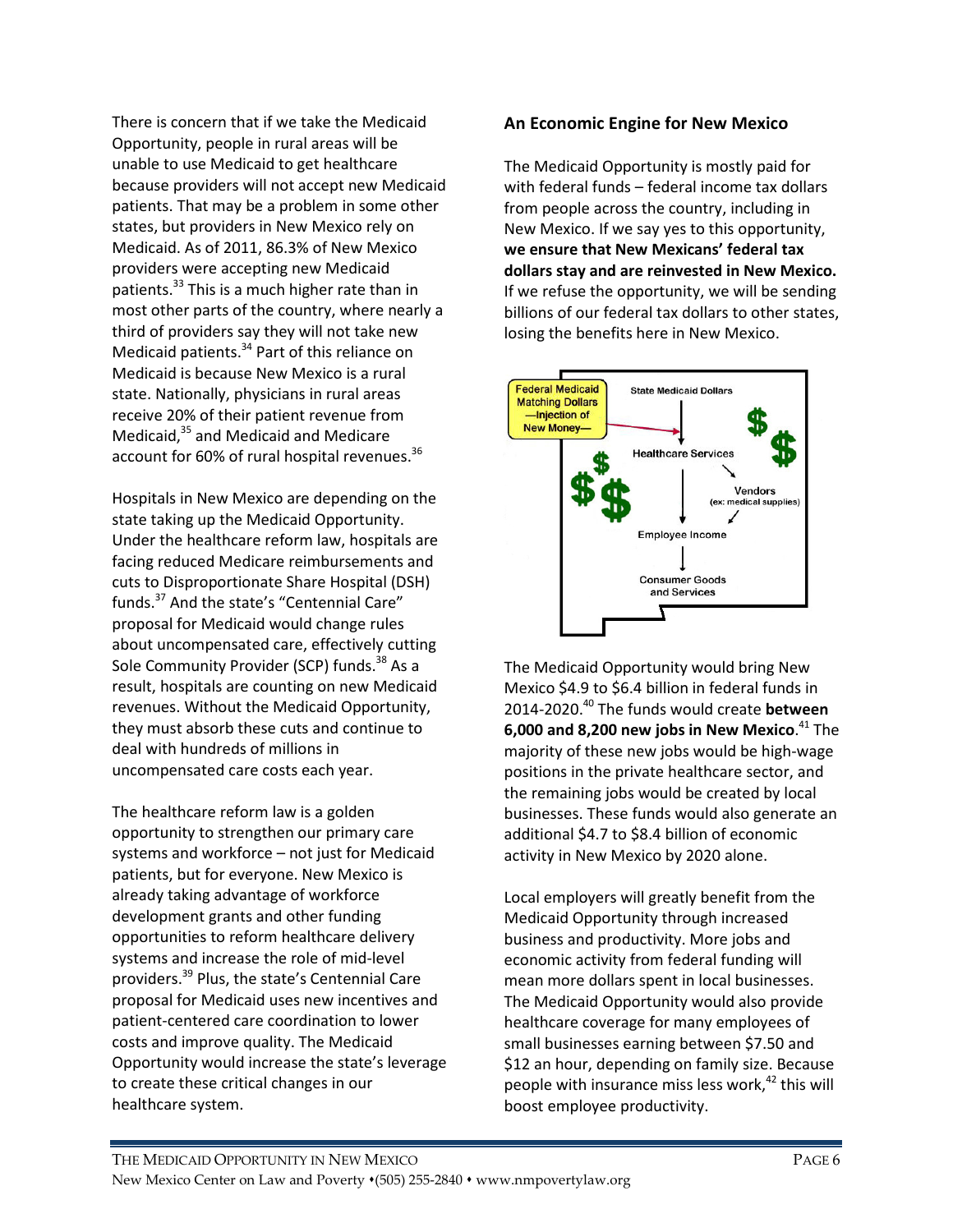There is concern that if we take the Medicaid Opportunity, people in rural areas will be unable to use Medicaid to get healthcare because providers will not accept new Medicaid patients. That may be a problem in some other states, but providers in New Mexico rely on Medicaid. As of 2011, 86.3% of New Mexico providers were accepting new Medicaid patients.[33] This is a much higher rate than in most other parts of the country, where nearly a third of providers say they will not take new Medicaid patients.[34] Part of this reliance on Medicaid is because New Mexico is a rural state. Nationally, physicians in rural areas receive 20% of their patient revenue from Medicaid,[35] and Medicaid and Medicare account for 60% of rural hospital revenues.[36]

Hospitals in New Mexico are depending on the state taking up the Medicaid Opportunity. Under the healthcare reform law, hospitals are facing reduced Medicare reimbursements and cuts to Disproportionate Share Hospital (DSH) funds.[37] And the state's "Centennial Care" proposal for Medicaid would change rules about uncompensated care, effectively cutting Sole Community Provider (SCP) funds.[38] As a result, hospitals are counting on new Medicaid revenues. Without the Medicaid Opportunity, they must absorb these cuts and continue to deal with hundreds of millions in uncompensated care costs each year.

The healthcare reform law is a golden opportunity to strengthen our primary care systems and workforce – not just for Medicaid patients, but for everyone. New Mexico is already taking advantage of workforce development grants and other funding opportunities to reform healthcare delivery systems and increase the role of mid-level providers.[39] Plus, the state's Centennial Care proposal for Medicaid uses new incentives and patient-centered care coordination to lower costs and improve quality. The Medicaid Opportunity would increase the state's leverage to create these critical changes in our healthcare system.

## An Economic Engine for New Mexico

The Medicaid Opportunity is mostly paid for with federal funds – federal income tax dollars from people across the country, including in New Mexico. If we say yes to this opportunity, **we ensure that New Mexicans' federal tax dollars stay and are reinvested in New Mexico.** If we refuse the opportunity, we will be sending billions of our federal tax dollars to other states, losing the benefits here in New Mexico.

The Medicaid Opportunity would bring New Mexico $4.9 to $6.4 billion in federal funds in 2014-2020.[40] The funds would create **between 6,000 and 8,200 new jobs in New Mexico**.[41] The majority of these new jobs would be high-wage positions in the private healthcare sector, and the remaining jobs would be created by local businesses. These funds would also generate an additional $4.7 to $8.4 billion of economic activity in New Mexico by 2020 alone.

Local employers will greatly benefit from the Medicaid Opportunity through increased business and productivity. More jobs and economic activity from federal funding will mean more dollars spent in local businesses. The Medicaid Opportunity would also provide healthcare coverage for many employees of small businesses earning between $7.50 and $12 an hour, depending on family size. Because people with insurance miss less work,[42] this will boost employee productivity.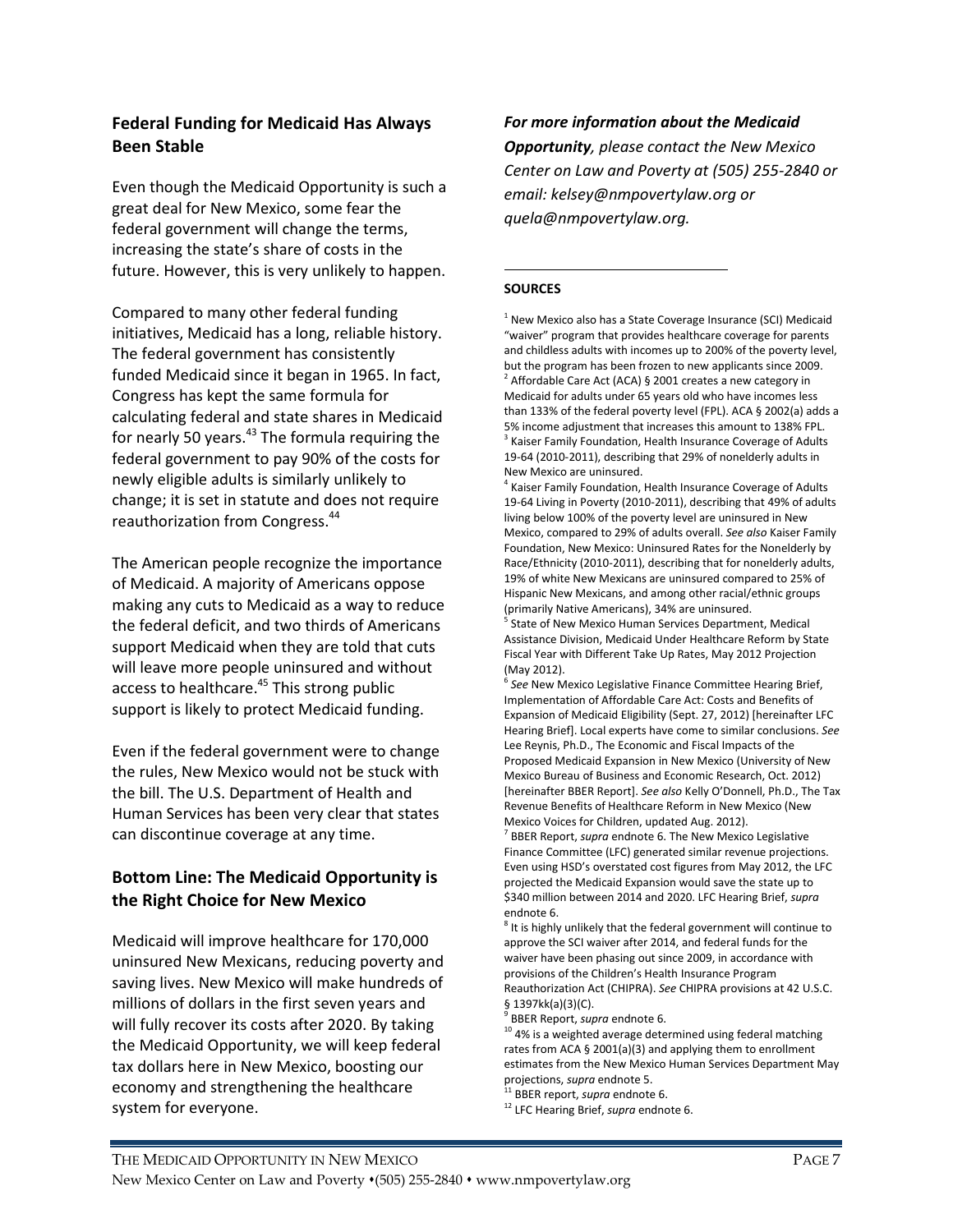## Federal Funding for Medicaid Has Always Been Stable

Even though the Medicaid Opportunity is such a great deal for New Mexico, some fear the federal government will change the terms, increasing the state's share of costs in the future. However, this is very unlikely to happen.

Compared to many other federal funding initiatives, Medicaid has a long, reliable history. The federal government has consistently funded Medicaid since it began in 1965. In fact, Congress has kept the same formula for calculating federal and state shares in Medicaid for nearly 50 years.[43] The formula requiring the federal government to pay 90% of the costs for newly eligible adults is similarly unlikely to change; it is set in statute and does not require reauthorization from Congress.[44]

The American people recognize the importance of Medicaid. A majority of Americans oppose making any cuts to Medicaid as a way to reduce the federal deficit, and two thirds of Americans support Medicaid when they are told that cuts will leave more people uninsured and without access to healthcare.[45] This strong public support is likely to protect Medicaid funding.

Even if the federal government were to change the rules, New Mexico would not be stuck with the bill. The U.S. Department of Health and Human Services has been very clear that states can discontinue coverage at any time.

## Bottom Line: The Medicaid Opportunity is the Right Choice for New Mexico

Medicaid will improve healthcare for 170,000 uninsured New Mexicans, reducing poverty and saving lives. New Mexico will make hundreds of millions of dollars in the first seven years and will fully recover its costs after 2020. By taking the Medicaid Opportunity, we will keep federal tax dollars here in New Mexico, boosting our economy and strengthening the healthcare system for everyone.

***For more information about the Medicaid Opportunity**, please contact the New Mexico Center on Law and Poverty at (505) 255-2840 or email: kelsey@nmpovertylaw.org or quela@nmpovertylaw.org.*

---

**SOURCES**

[1] New Mexico also has a State Coverage Insurance (SCI) Medicaid "waiver" program that provides healthcare coverage for parents and childless adults with incomes up to 200% of the poverty level, but the program has been frozen to new applicants since 2009.

[2] Affordable Care Act (ACA) § 2001 creates a new category in Medicaid for adults under 65 years old who have incomes less than 133% of the federal poverty level (FPL). ACA § 2002(a) adds a 5% income adjustment that increases this amount to 138% FPL.

[3] Kaiser Family Foundation, Health Insurance Coverage of Adults 19-64 (2010-2011), describing that 29% of nonelderly adults in New Mexico are uninsured.

[4] Kaiser Family Foundation, Health Insurance Coverage of Adults 19-64 Living in Poverty (2010-2011), describing that 49% of adults living below 100% of the poverty level are uninsured in New Mexico, compared to 29% of adults overall. *See also* Kaiser Family Foundation, New Mexico: Uninsured Rates for the Nonelderly by Race/Ethnicity (2010-2011), describing that for nonelderly adults, 19% of white New Mexicans are uninsured compared to 25% of Hispanic New Mexicans, and among other racial/ethnic groups (primarily Native Americans), 34% are uninsured.

[5] State of New Mexico Human Services Department, Medical Assistance Division, Medicaid Under Healthcare Reform by State Fiscal Year with Different Take Up Rates, May 2012 Projection (May 2012).

[6] *See* New Mexico Legislative Finance Committee Hearing Brief, Implementation of Affordable Care Act: Costs and Benefits of Expansion of Medicaid Eligibility (Sept. 27, 2012) [hereinafter LFC Hearing Brief]. Local experts have come to similar conclusions. *See* Lee Reynis, Ph.D., The Economic and Fiscal Impacts of the Proposed Medicaid Expansion in New Mexico (University of New Mexico Bureau of Business and Economic Research, Oct. 2012) [hereinafter BBER Report]. *See also* Kelly O'Donnell, Ph.D., The Tax Revenue Benefits of Healthcare Reform in New Mexico (New Mexico Voices for Children, updated Aug. 2012).

[7] BBER Report, *supra* endnote 6. The New Mexico Legislative Finance Committee (LFC) generated similar revenue projections. Even using HSD's overstated cost figures from May 2012, the LFC projected the Medicaid Expansion would save the state up to $340 million between 2014 and 2020. LFC Hearing Brief, *supra* endnote 6.

[8] It is highly unlikely that the federal government will continue to approve the SCI waiver after 2014, and federal funds for the waiver have been phasing out since 2009, in accordance with provisions of the Children's Health Insurance Program Reauthorization Act (CHIPRA). *See* CHIPRA provisions at 42 U.S.C. § 1397kk(a)(3)(C).

[9] BBER Report, *supra* endnote 6.

[10] 4% is a weighted average determined using federal matching rates from ACA § 2001(a)(3) and applying them to enrollment estimates from the New Mexico Human Services Department May projections, *supra* endnote 5.

[11] BBER report, *supra* endnote 6.

[12] LFC Hearing Brief, *supra* endnote 6.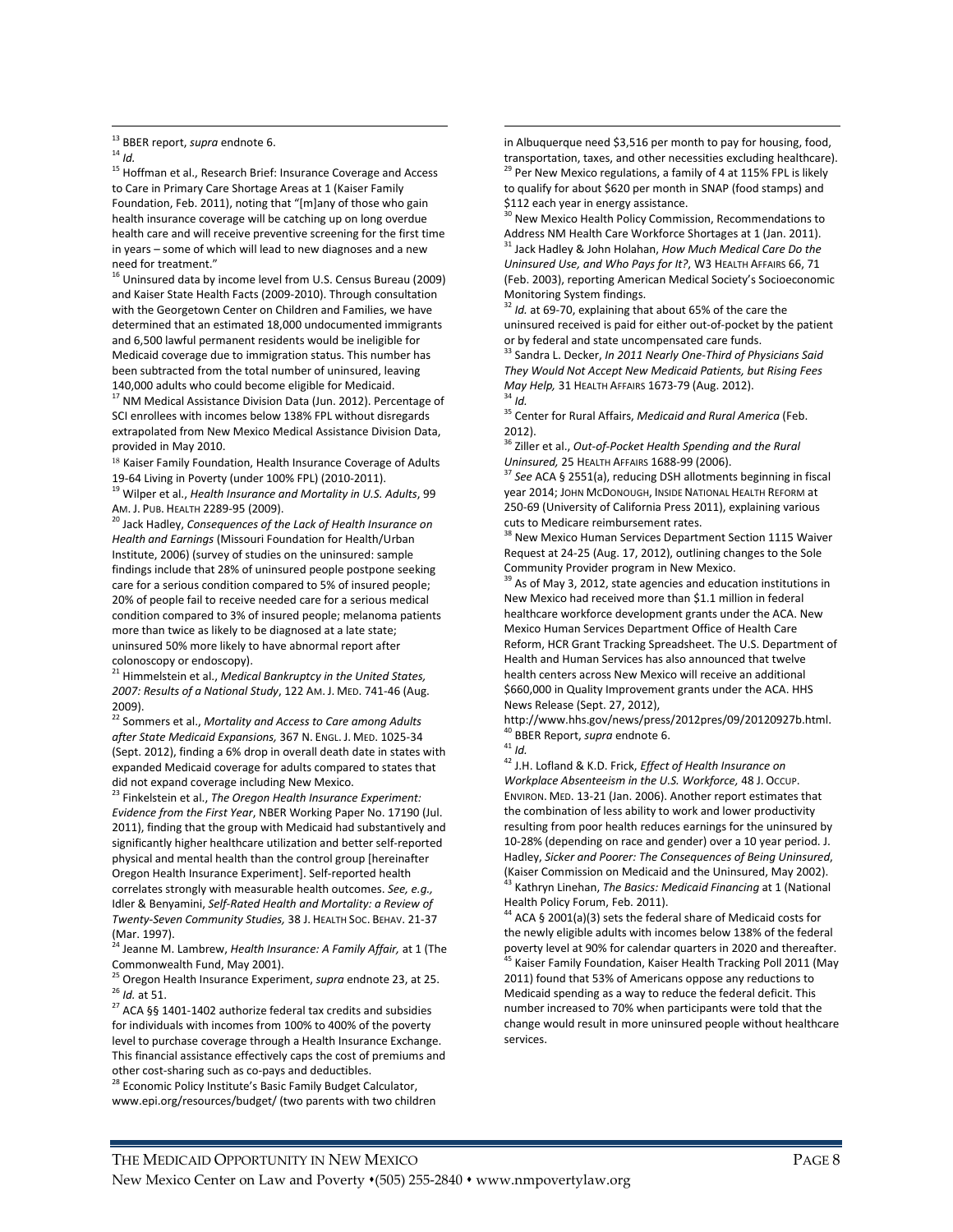[13] BBER report, *supra* endnote 6.

[14] *Id.*

[15] Hoffman et al., Research Brief: Insurance Coverage and Access to Care in Primary Care Shortage Areas at 1 (Kaiser Family Foundation, Feb. 2011), noting that "[m]any of those who gain health insurance coverage will be catching up on long overdue health care and will receive preventive screening for the first time in years – some of which will lead to new diagnoses and a new need for treatment."

[16] Uninsured data by income level from U.S. Census Bureau (2009) and Kaiser State Health Facts (2009-2010). Through consultation with the Georgetown Center on Children and Families, we have determined that an estimated 18,000 undocumented immigrants and 6,500 lawful permanent residents would be ineligible for Medicaid coverage due to immigration status. This number has been subtracted from the total number of uninsured, leaving 140,000 adults who could become eligible for Medicaid.

[17] NM Medical Assistance Division Data (Jun. 2012). Percentage of SCI enrollees with incomes below 138% FPL without disregards extrapolated from New Mexico Medical Assistance Division Data, provided in May 2010.

[18] Kaiser Family Foundation, Health Insurance Coverage of Adults 19-64 Living in Poverty (under 100% FPL) (2010-2011).

[19] Wilper et al., *Health Insurance and Mortality in U.S. Adults*, 99 AM. J. PUB. HEALTH 2289-95 (2009).

[20] Jack Hadley, *Consequences of the Lack of Health Insurance on Health and Earnings* (Missouri Foundation for Health/Urban Institute, 2006) (survey of studies on the uninsured: sample findings include that 28% of uninsured people postpone seeking care for a serious condition compared to 5% of insured people; 20% of people fail to receive needed care for a serious medical condition compared to 3% of insured people; melanoma patients more than twice as likely to be diagnosed at a late state; uninsured 50% more likely to have abnormal report after colonoscopy or endoscopy).

[21] Himmelstein et al., *Medical Bankruptcy in the United States, 2007: Results of a National Study*, 122 AM. J. MED. 741-46 (Aug. 2009).

[22] Sommers et al., *Mortality and Access to Care among Adults after State Medicaid Expansions,* 367 N. ENGL. J. MED. 1025-34 (Sept. 2012), finding a 6% drop in overall death date in states with expanded Medicaid coverage for adults compared to states that did not expand coverage including New Mexico.

[23] Finkelstein et al., *The Oregon Health Insurance Experiment: Evidence from the First Year*, NBER Working Paper No. 17190 (Jul. 2011), finding that the group with Medicaid had substantively and significantly higher healthcare utilization and better self-reported physical and mental health than the control group [hereinafter Oregon Health Insurance Experiment]. Self-reported health correlates strongly with measurable health outcomes. *See, e.g.,* Idler & Benyamini, *Self-Rated Health and Mortality: a Review of Twenty-Seven Community Studies,* 38 J. HEALTH SOC. BEHAV. 21-37 (Mar. 1997).

[24] Jeanne M. Lambrew, *Health Insurance: A Family Affair,* at 1 (The Commonwealth Fund, May 2001).

[25] Oregon Health Insurance Experiment, *supra* endnote 23, at 25.

[26] *Id.* at 51.

[27] ACA §§ 1401-1402 authorize federal tax credits and subsidies for individuals with incomes from 100% to 400% of the poverty level to purchase coverage through a Health Insurance Exchange. This financial assistance effectively caps the cost of premiums and other cost-sharing such as co-pays and deductibles.

[28] Economic Policy Institute's Basic Family Budget Calculator, www.epi.org/resources/budget/ (two parents with two children in Albuquerque need $3,516 per month to pay for housing, food, transportation, taxes, and other necessities excluding healthcare).

[29] Per New Mexico regulations, a family of 4 at 115% FPL is likely to qualify for about $620 per month in SNAP (food stamps) and $112 each year in energy assistance.

[30] New Mexico Health Policy Commission, Recommendations to Address NM Health Care Workforce Shortages at 1 (Jan. 2011).

[31] Jack Hadley & John Holahan, *How Much Medical Care Do the Uninsured Use, and Who Pays for It?*, W3 HEALTH AFFAIRS 66, 71 (Feb. 2003), reporting American Medical Society's Socioeconomic Monitoring System findings.

[32] *Id.* at 69-70, explaining that about 65% of the care the uninsured received is paid for either out-of-pocket by the patient or by federal and state uncompensated care funds.

[33] Sandra L. Decker, *In 2011 Nearly One-Third of Physicians Said They Would Not Accept New Medicaid Patients, but Rising Fees May Help,* 31 HEALTH AFFAIRS 1673-79 (Aug. 2012).

[34] *Id.*

[35] Center for Rural Affairs, *Medicaid and Rural America* (Feb. 2012).

[36] Ziller et al., *Out-of-Pocket Health Spending and the Rural Uninsured,* 25 HEALTH AFFAIRS 1688-99 (2006).

[37] *See* ACA § 2551(a), reducing DSH allotments beginning in fiscal year 2014; JOHN MCDONOUGH, INSIDE NATIONAL HEALTH REFORM at 250-69 (University of California Press 2011), explaining various cuts to Medicare reimbursement rates.

[38] New Mexico Human Services Department Section 1115 Waiver Request at 24-25 (Aug. 17, 2012), outlining changes to the Sole Community Provider program in New Mexico.

[39] As of May 3, 2012, state agencies and education institutions in New Mexico had received more than $1.1 million in federal healthcare workforce development grants under the ACA. New Mexico Human Services Department Office of Health Care Reform, HCR Grant Tracking Spreadsheet. The U.S. Department of Health and Human Services has also announced that twelve health centers across New Mexico will receive an additional $660,000 in Quality Improvement grants under the ACA. HHS News Release (Sept. 27, 2012), http://www.hhs.gov/news/press/2012pres/09/20120927b.html.

[40] BBER Report, *supra* endnote 6.

[41] *Id.*

[42] J.H. Lofland & K.D. Frick, *Effect of Health Insurance on Workplace Absenteeism in the U.S. Workforce,* 48 J. OCCUP. ENVIRON. MED. 13-21 (Jan. 2006). Another report estimates that the combination of less ability to work and lower productivity resulting from poor health reduces earnings for the uninsured by 10-28% (depending on race and gender) over a 10 year period. J. Hadley, *Sicker and Poorer: The Consequences of Being Uninsured*, (Kaiser Commission on Medicaid and the Uninsured, May 2002).

[43] Kathryn Linehan, *The Basics: Medicaid Financing* at 1 (National Health Policy Forum, Feb. 2011).

[44] ACA § 2001(a)(3) sets the federal share of Medicaid costs for the newly eligible adults with incomes below 138% of the federal poverty level at 90% for calendar quarters in 2020 and thereafter.

[45] Kaiser Family Foundation, Kaiser Health Tracking Poll 2011 (May 2011) found that 53% of Americans oppose any reductions to Medicaid spending as a way to reduce the federal deficit. This number increased to 70% when participants were told that the change would result in more uninsured people without healthcare services.